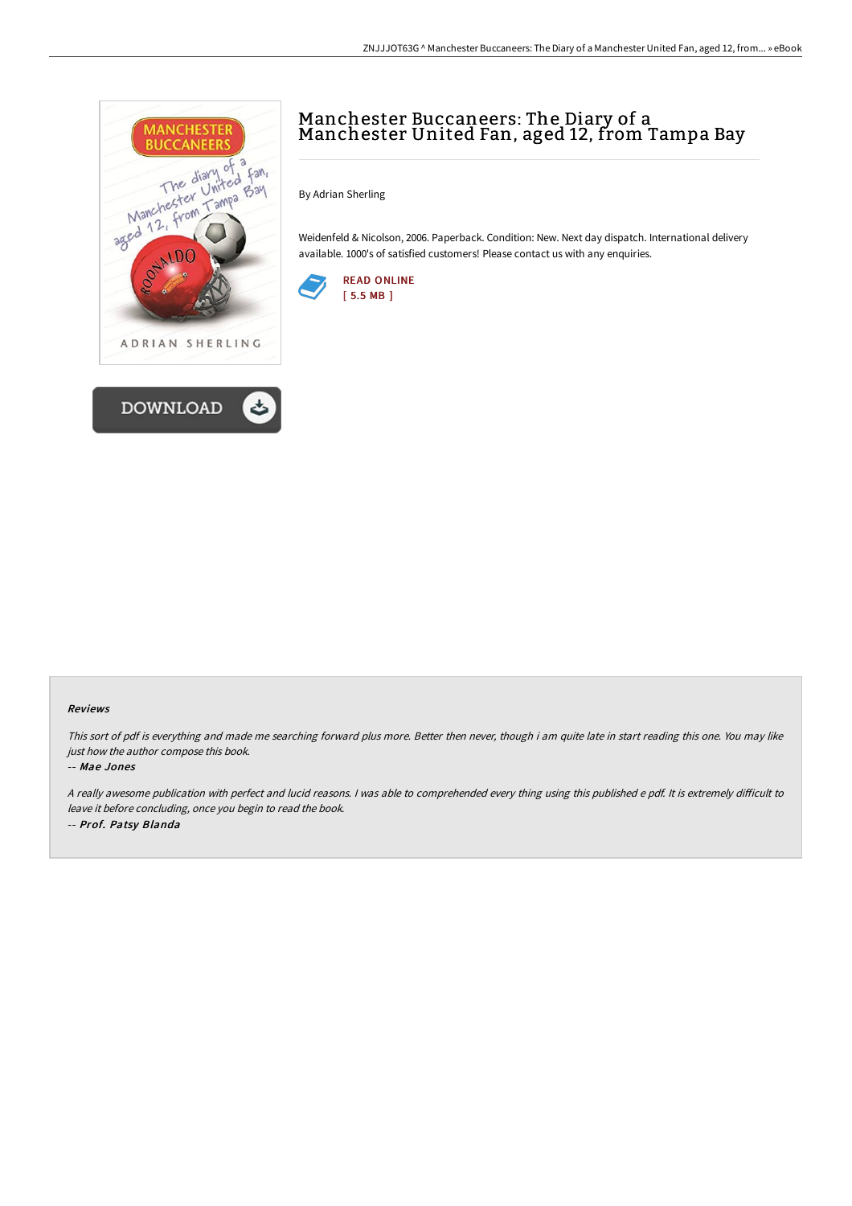# Manchester Buccaneers: The Diary of a Manchester United Fan, aged 12, from Tampa Bay

By Adrian Sherling

Weidenfeld & Nicolson, 2006. Paperback. Condition: New. Next day dispatch. International delivery available. 1000's of satisfied customers! Please contact us with any enquiries.

READ ONLINE
[ 5.5 MB ]

DOWNLOAD

#### Reviews

*This sort of pdf is everything and made me searching forward plus more. Better then never, though i am quite late in start reading this one. You may like just how the author compose this book.*

-- ***Mae Jones***

*A really awesome publication with perfect and lucid reasons. I was able to comprehended every thing using this published e pdf. It is extremely difficult to leave it before concluding, once you begin to read the book.*

-- ***Prof. Patsy Blanda***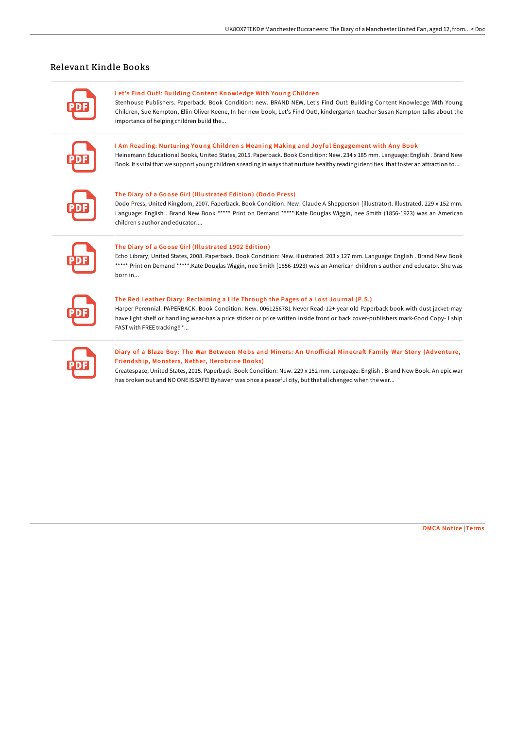## Relevant Kindle Books

**Let's Find Out!: Building Content Knowledge With Young Children**

Stenhouse Publishers. Paperback. Book Condition: new. BRAND NEW, Let's Find Out!: Building Content Knowledge With Young Children, Sue Kempton, Ellin Oliver Keene, In her new book, Let's Find Out!, kindergarten teacher Susan Kempton talks about the importance of helping children build the...

**I Am Reading: Nurturing Young Children s Meaning Making and Joyful Engagement with Any Book**

Heinemann Educational Books, United States, 2015. Paperback. Book Condition: New. 234 x 185 mm. Language: English . Brand New Book. It s vital that we support young children s reading in ways that nurture healthy reading identities, that foster an attraction to...

**The Diary of a Goose Girl (Illustrated Edition) (Dodo Press)**

Dodo Press, United Kingdom, 2007. Paperback. Book Condition: New. Claude A Shepperson (illustrator). Illustrated. 229 x 152 mm. Language: English . Brand New Book ***** Print on Demand *****.Kate Douglas Wiggin, nee Smith (1856-1923) was an American children s author and educator....

**The Diary of a Goose Girl (Illustrated 1902 Edition)**

Echo Library, United States, 2008. Paperback. Book Condition: New. Illustrated. 203 x 127 mm. Language: English . Brand New Book ***** Print on Demand *****.Kate Douglas Wiggin, nee Smith (1856-1923) was an American children s author and educator. She was born in...

**The Red Leather Diary: Reclaiming a Life Through the Pages of a Lost Journal (P.S.)**

Harper Perennial. PAPERBACK. Book Condition: New. 0061256781 Never Read-12+ year old Paperback book with dust jacket-may have light shelf or handling wear-has a price sticker or price written inside front or back cover-publishers mark-Good Copy- I ship FAST with FREE tracking!! *...

**Diary of a Blaze Boy: The War Between Mobs and Miners: An Unofficial Minecraft Family War Story (Adventure, Friendship, Monsters, Nether, Herobrine Books)**

Createspace, United States, 2015. Paperback. Book Condition: New. 229 x 152 mm. Language: English . Brand New Book. An epic war has broken out and NO ONE IS SAFE! Byhaven was once a peaceful city, but that all changed when the war...